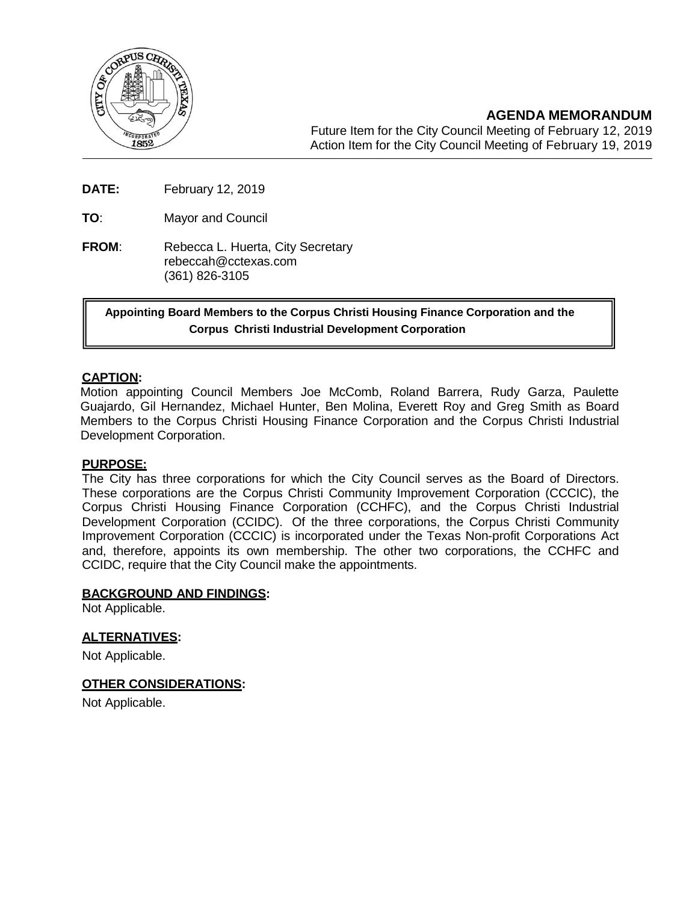## AGENDA MEMORANDUM

Future Item for the City Council Meeting of February 12, 2019
Action Item for the City Council Meeting of February 19, 2019

**DATE:** February 12, 2019

**TO**: Mayor and Council

**FROM**: Rebecca L. Huerta, City Secretary
rebeccah@cctexas.com
(361) 826-3105

**Appointing Board Members to the Corpus Christi Housing Finance Corporation and the Corpus Christi Industrial Development Corporation**

**CAPTION:**

Motion appointing Council Members Joe McComb, Roland Barrera, Rudy Garza, Paulette Guajardo, Gil Hernandez, Michael Hunter, Ben Molina, Everett Roy and Greg Smith as Board Members to the Corpus Christi Housing Finance Corporation and the Corpus Christi Industrial Development Corporation.

**PURPOSE:**

The City has three corporations for which the City Council serves as the Board of Directors. These corporations are the Corpus Christi Community Improvement Corporation (CCCIC), the Corpus Christi Housing Finance Corporation (CCHFC), and the Corpus Christi Industrial Development Corporation (CCIDC). Of the three corporations, the Corpus Christi Community Improvement Corporation (CCCIC) is incorporated under the Texas Non-profit Corporations Act and, therefore, appoints its own membership. The other two corporations, the CCHFC and CCIDC, require that the City Council make the appointments.

**BACKGROUND AND FINDINGS:**

Not Applicable.

**ALTERNATIVES:**

Not Applicable.

**OTHER CONSIDERATIONS:**

Not Applicable.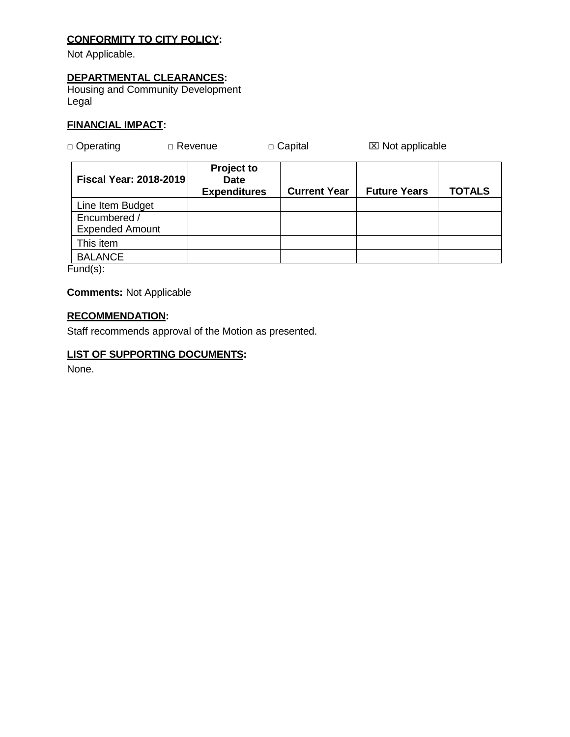**CONFORMITY TO CITY POLICY:**

Not Applicable.

**DEPARTMENTAL CLEARANCES:**

Housing and Community Development
Legal

**FINANCIAL IMPACT:**

□ Operating □ Revenue □ Capital ☒ Not applicable

| Fiscal Year: 2018-2019 | Project to Date Expenditures | Current Year | Future Years | TOTALS |
|---|---|---|---|---|
| Line Item Budget | | | | |
| Encumbered / Expended Amount | | | | |
| This item | | | | |
| BALANCE | | | | |

Fund(s):

**Comments:** Not Applicable

**RECOMMENDATION:**

Staff recommends approval of the Motion as presented.

**LIST OF SUPPORTING DOCUMENTS:**

None.